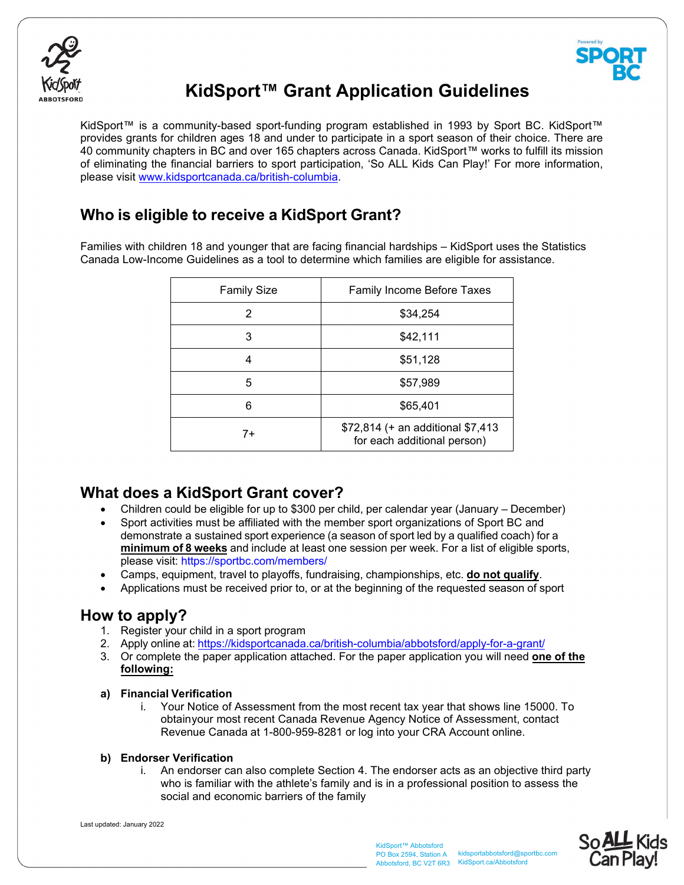# KidSport™ Grant Application Guidelines

KidSport™ is a community-based sport-funding program established in 1993 by Sport BC. KidSport™ provides grants for children ages 18 and under to participate in a sport season of their choice. There are 40 community chapters in BC and over 165 chapters across Canada. KidSport™ works to fulfill its mission of eliminating the financial barriers to sport participation, 'So ALL Kids Can Play!' For more information, please visit [www.kidsportcanada.ca/british-columbia](http://www.kidsportcanada.ca/british-columbia).

## Who is eligible to receive a KidSport Grant?

Families with children 18 and younger that are facing financial hardships – KidSport uses the Statistics Canada Low-Income Guidelines as a tool to determine which families are eligible for assistance.

| Family Size | Family Income Before Taxes |
|---|---|
| 2 | $34,254 |
| 3 | $42,111 |
| 4 | $51,128 |
| 5 | $57,989 |
| 6 | $65,401 |
| 7+ | $72,814 (+ an additional $7,413 for each additional person) |

## What does a KidSport Grant cover?

- Children could be eligible for up to $300 per child, per calendar year (January – December)
- Sport activities must be affiliated with the member sport organizations of Sport BC and demonstrate a sustained sport experience (a season of sport led by a qualified coach) for a **minimum of 8 weeks** and include at least one session per week. For a list of eligible sports, please visit: https://sportbc.com/members/
- Camps, equipment, travel to playoffs, fundraising, championships, etc. **do not qualify**.
- Applications must be received prior to, or at the beginning of the requested season of sport

## How to apply?

1. Register your child in a sport program
2. Apply online at: [https://kidsportcanada.ca/british-columbia/abbotsford/apply-for-a-grant/](https://kidsportcanada.ca/british-columbia/abbotsford/apply-for-a-grant/)
3. Or complete the paper application attached. For the paper application you will need **one of the following:**

**a) Financial Verification**

i. Your Notice of Assessment from the most recent tax year that shows line 15000. To obtainyour most recent Canada Revenue Agency Notice of Assessment, contact Revenue Canada at 1-800-959-8281 or log into your CRA Account online.

**b) Endorser Verification**

i. An endorser can also complete Section 4. The endorser acts as an objective third party who is familiar with the athlete's family and is in a professional position to assess the social and economic barriers of the family

Last updated: January 2022

KidSport™ Abbotsford
PO Box 2594, Station A
Abbotsford, BC V2T 6R3

kidsportabbotsford@sportbc.com
KidSport.ca/Abbotsford

So ALL Kids Can Play!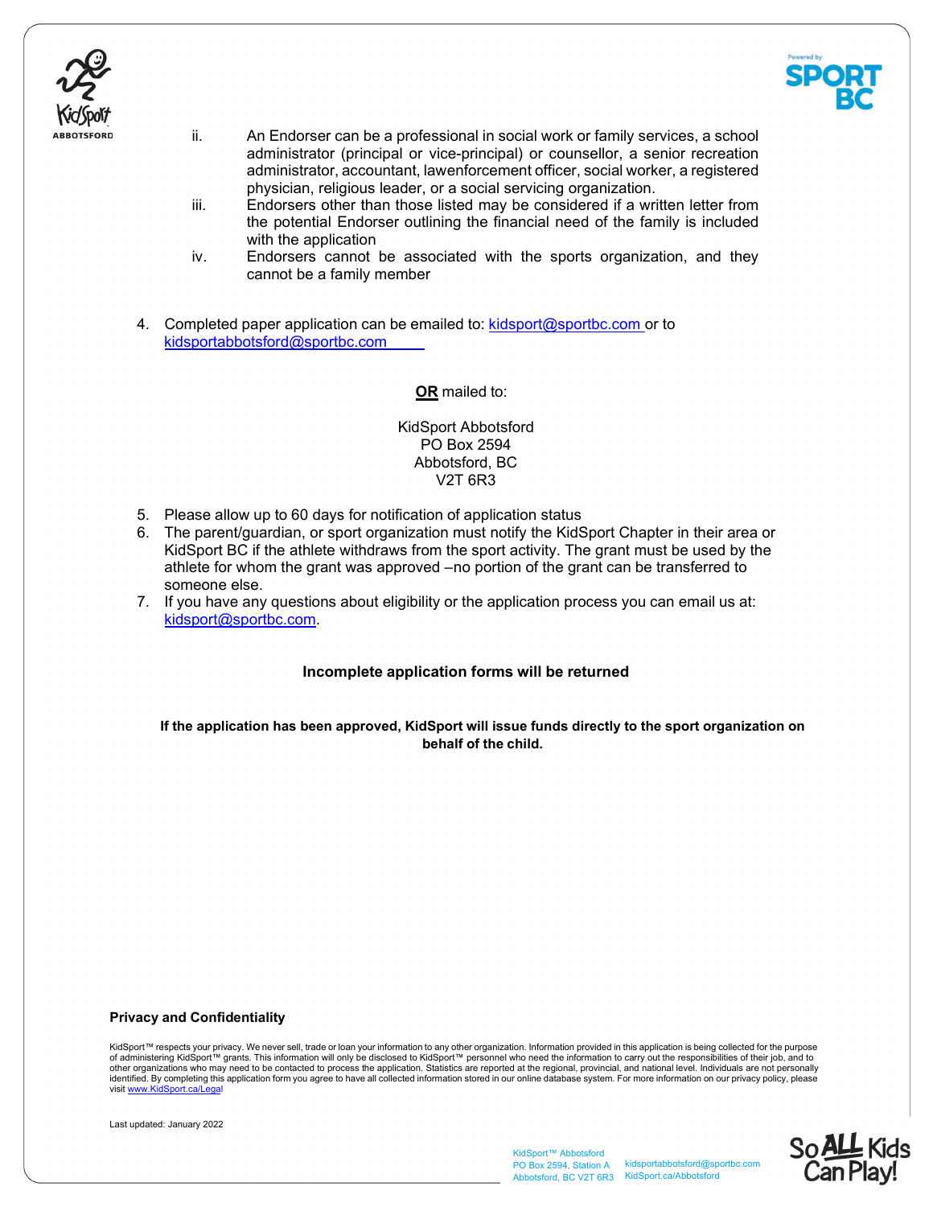ii. An Endorser can be a professional in social work or family services, a school administrator (principal or vice-principal) or counsellor, a senior recreation administrator, accountant, lawenforcement officer, social worker, a registered physician, religious leader, or a social servicing organization.

iii. Endorsers other than those listed may be considered if a written letter from the potential Endorser outlining the financial need of the family is included with the application

iv. Endorsers cannot be associated with the sports organization, and they cannot be a family member

4. Completed paper application can be emailed to: kidsport@sportbc.com or to kidsportabbotsford@sportbc.com

**OR** mailed to:

KidSport Abbotsford
PO Box 2594
Abbotsford, BC
V2T 6R3

5. Please allow up to 60 days for notification of application status
6. The parent/guardian, or sport organization must notify the KidSport Chapter in their area or KidSport BC if the athlete withdraws from the sport activity. The grant must be used by the athlete for whom the grant was approved –no portion of the grant can be transferred to someone else.
7. If you have any questions about eligibility or the application process you can email us at: kidsport@sportbc.com.

**Incomplete application forms will be returned**

**If the application has been approved, KidSport will issue funds directly to the sport organization on behalf of the child.**

**Privacy and Confidentiality**

KidSport™ respects your privacy. We never sell, trade or loan your information to any other organization. Information provided in this application is being collected for the purpose of administering KidSport™ grants. This information will only be disclosed to KidSport™ personnel who need the information to carry out the responsibilities of their job, and to other organizations who may need to be contacted to process the application. Statistics are reported at the regional, provincial, and national level. Individuals are not personally identified. By completing this application form you agree to have all collected information stored in our online database system. For more information on our privacy policy, please visit www.KidSport.ca/Legal

Last updated: January 2022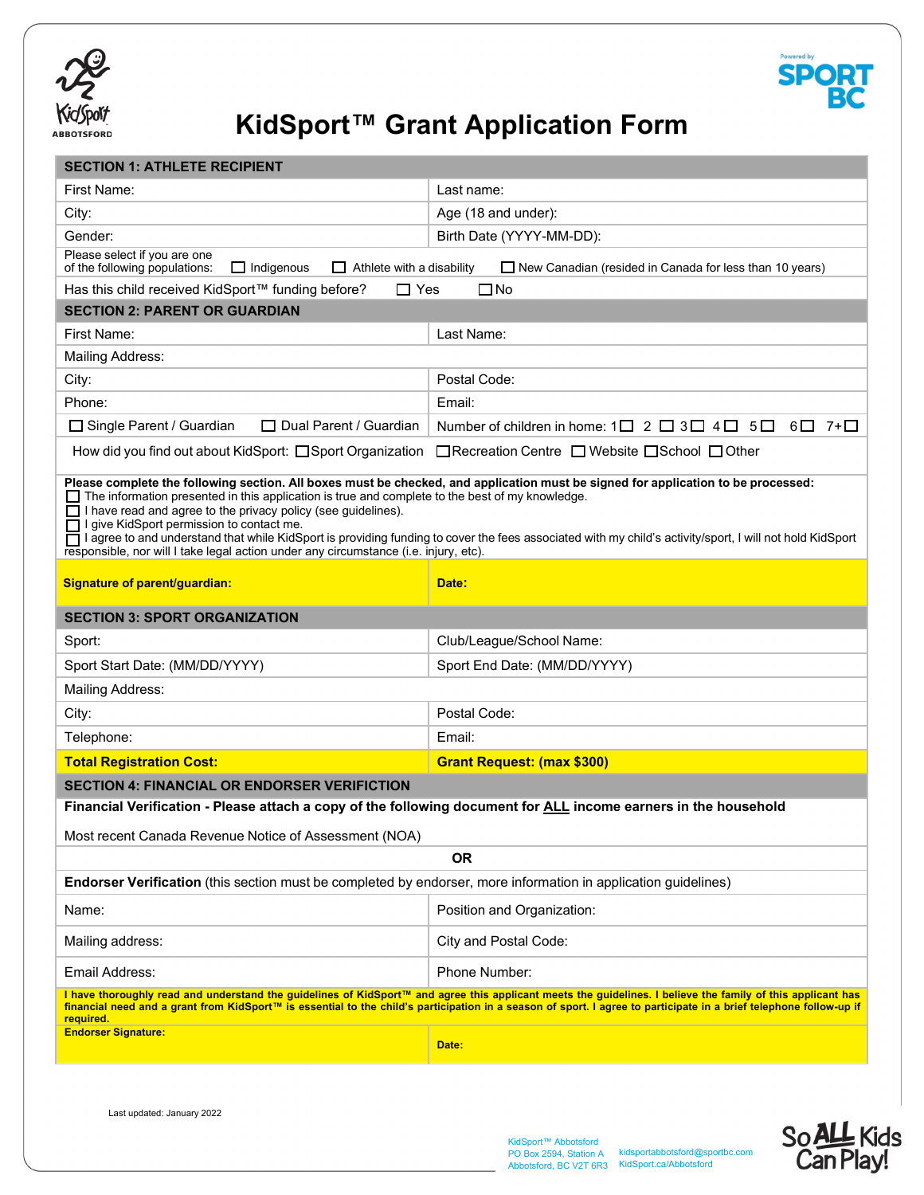KidSport ABBOTSFORD

Powered by SPORT BC

# KidSport™ Grant Application Form

| SECTION 1: ATHLETE RECIPIENT | |
|---|---|
| First Name: | Last name: |
| City: | Age (18 and under): |
| Gender: | Birth Date (YYYY-MM-DD): |

Please select if you are one of the following populations: ☐ Indigenous ☐ Athlete with a disability ☐ New Canadian (resided in Canada for less than 10 years)

Has this child received KidSport™ funding before? ☐ Yes ☐ No

| SECTION 2: PARENT OR GUARDIAN | |
|---|---|
| First Name: | Last Name: |
| Mailing Address: | |
| City: | Postal Code: |
| Phone: | Email: |
| ☐ Single Parent / Guardian ☐ Dual Parent / Guardian | Number of children in home: 1☐ 2 ☐ 3☐ 4☐ 5☐ 6☐ 7+☐ |

How did you find out about KidSport: ☐Sport Organization ☐Recreation Centre ☐ Website ☐School ☐ Other

**Please complete the following section. All boxes must be checked, and application must be signed for application to be processed:**

☐ The information presented in this application is true and complete to the best of my knowledge.
☐ I have read and agree to the privacy policy (see guidelines).
☐ I give KidSport permission to contact me.
☐ I agree to and understand that while KidSport is providing funding to cover the fees associated with my child's activity/sport, I will not hold KidSport responsible, nor will I take legal action under any circumstance (i.e. injury, etc).

| **Signature of parent/guardian:** | **Date:** |
|---|---|

| SECTION 3: SPORT ORGANIZATION | |
|---|---|
| Sport: | Club/League/School Name: |
| Sport Start Date: (MM/DD/YYYY) | Sport End Date: (MM/DD/YYYY) |
| Mailing Address: | |
| City: | Postal Code: |
| Telephone: | Email: |
| **Total Registration Cost:** | **Grant Request: (max $300)** |

**SECTION 4: FINANCIAL OR ENDORSER VERIFICATION**

**Financial Verification - Please attach a copy of the following document for ALL income earners in the household**

Most recent Canada Revenue Notice of Assessment (NOA)

**OR**

**Endorser Verification** (this section must be completed by endorser, more information in application guidelines)

| | |
|---|---|
| Name: | Position and Organization: |
| Mailing address: | City and Postal Code: |
| Email Address: | Phone Number: |

**I have thoroughly read and understand the guidelines of KidSport™ and agree this applicant meets the guidelines. I believe the family of this applicant has financial need and a grant from KidSport™ is essential to the child's participation in a season of sport. I agree to participate in a brief telephone follow-up if required.**

| **Endorser Signature:** | **Date:** |
|---|---|

Last updated: January 2022

KidSport™ Abbotsford
PO Box 2594, Station A
Abbotsford, BC V2T 6R3

kidsportabbotsford@sportbc.com
KidSport.ca/Abbotsford

So ALL Kids Can Play!